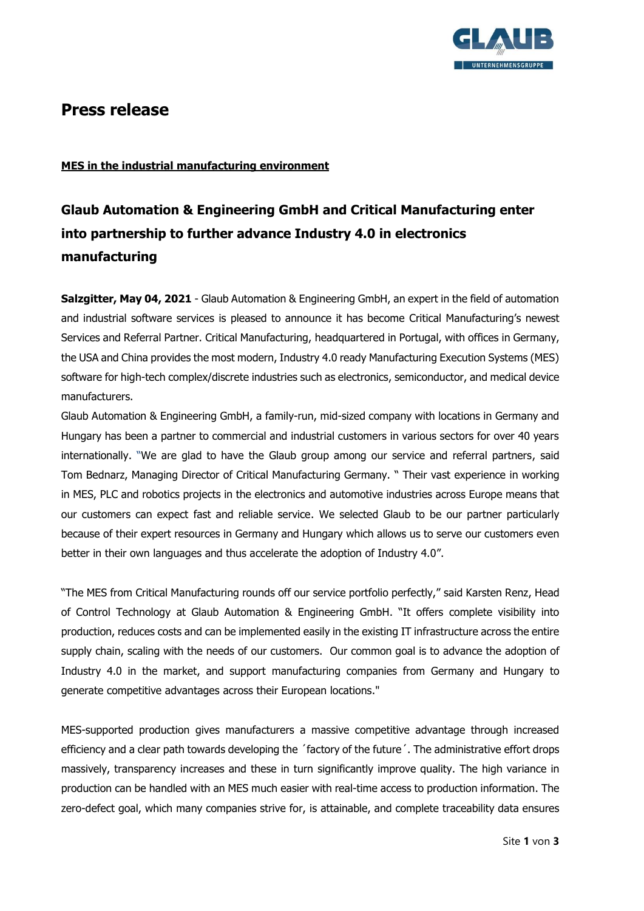# Press release

**MES in the industrial manufacturing environment**

## Glaub Automation & Engineering GmbH and Critical Manufacturing enter into partnership to further advance Industry 4.0 in electronics manufacturing

**Salzgitter, May 04, 2021** - Glaub Automation & Engineering GmbH, an expert in the field of automation and industrial software services is pleased to announce it has become Critical Manufacturing's newest Services and Referral Partner. Critical Manufacturing, headquartered in Portugal, with offices in Germany, the USA and China provides the most modern, Industry 4.0 ready Manufacturing Execution Systems (MES) software for high-tech complex/discrete industries such as electronics, semiconductor, and medical device manufacturers.

Glaub Automation & Engineering GmbH, a family-run, mid-sized company with locations in Germany and Hungary has been a partner to commercial and industrial customers in various sectors for over 40 years internationally. "We are glad to have the Glaub group among our service and referral partners, said Tom Bednarz, Managing Director of Critical Manufacturing Germany. " Their vast experience in working in MES, PLC and robotics projects in the electronics and automotive industries across Europe means that our customers can expect fast and reliable service. We selected Glaub to be our partner particularly because of their expert resources in Germany and Hungary which allows us to serve our customers even better in their own languages and thus accelerate the adoption of Industry 4.0".

"The MES from Critical Manufacturing rounds off our service portfolio perfectly," said Karsten Renz, Head of Control Technology at Glaub Automation & Engineering GmbH. "It offers complete visibility into production, reduces costs and can be implemented easily in the existing IT infrastructure across the entire supply chain, scaling with the needs of our customers. Our common goal is to advance the adoption of Industry 4.0 in the market, and support manufacturing companies from Germany and Hungary to generate competitive advantages across their European locations."

MES-supported production gives manufacturers a massive competitive advantage through increased efficiency and a clear path towards developing the ´factory of the future´. The administrative effort drops massively, transparency increases and these in turn significantly improve quality. The high variance in production can be handled with an MES much easier with real-time access to production information. The zero-defect goal, which many companies strive for, is attainable, and complete traceability data ensures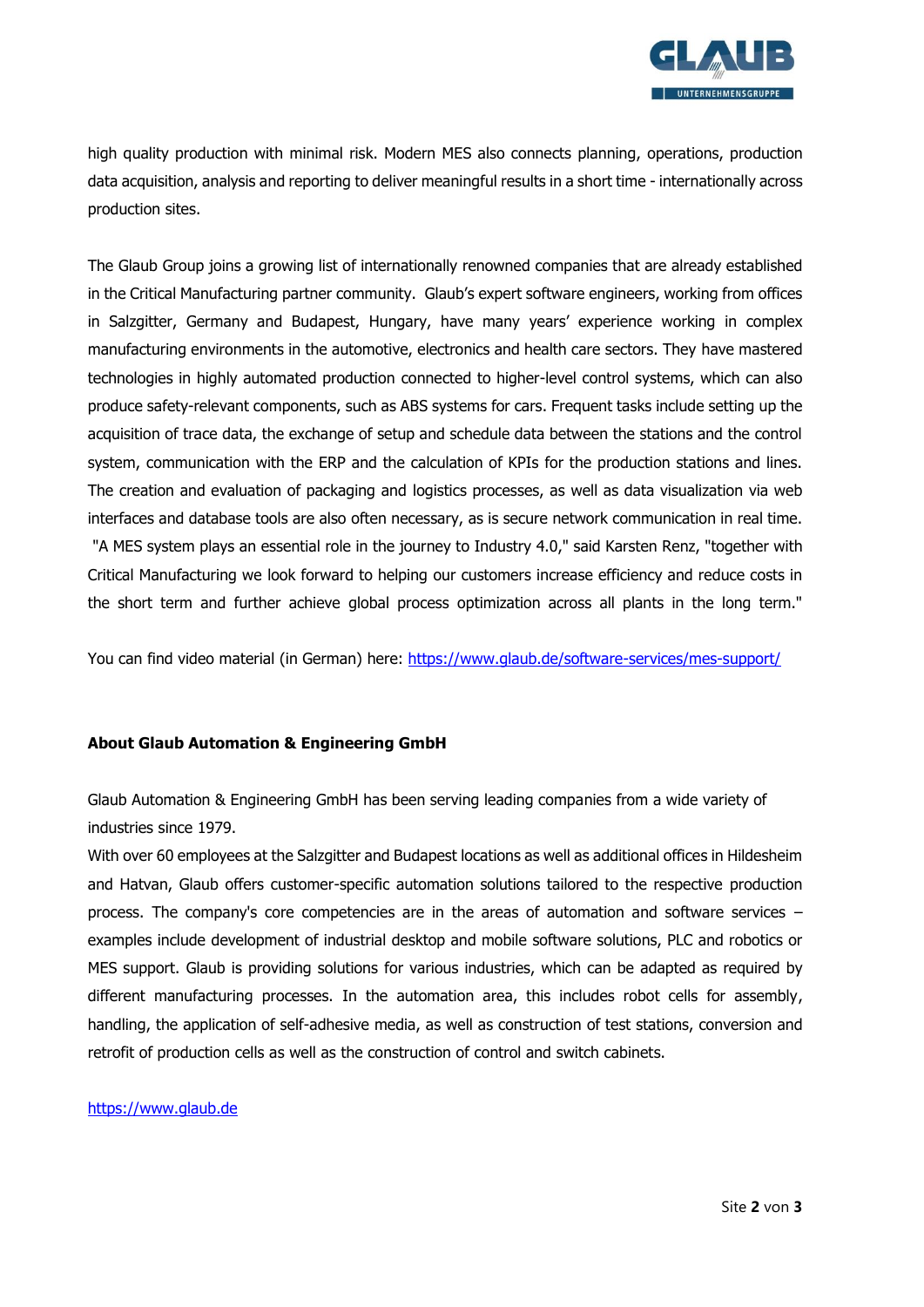high quality production with minimal risk. Modern MES also connects planning, operations, production data acquisition, analysis and reporting to deliver meaningful results in a short time - internationally across production sites.

The Glaub Group joins a growing list of internationally renowned companies that are already established in the Critical Manufacturing partner community. Glaub's expert software engineers, working from offices in Salzgitter, Germany and Budapest, Hungary, have many years' experience working in complex manufacturing environments in the automotive, electronics and health care sectors. They have mastered technologies in highly automated production connected to higher-level control systems, which can also produce safety-relevant components, such as ABS systems for cars. Frequent tasks include setting up the acquisition of trace data, the exchange of setup and schedule data between the stations and the control system, communication with the ERP and the calculation of KPIs for the production stations and lines. The creation and evaluation of packaging and logistics processes, as well as data visualization via web interfaces and database tools are also often necessary, as is secure network communication in real time. "A MES system plays an essential role in the journey to Industry 4.0," said Karsten Renz, "together with Critical Manufacturing we look forward to helping our customers increase efficiency and reduce costs in the short term and further achieve global process optimization across all plants in the long term."

You can find video material (in German) here: https://www.glaub.de/software-services/mes-support/

**About Glaub Automation & Engineering GmbH**

Glaub Automation & Engineering GmbH has been serving leading companies from a wide variety of industries since 1979.
With over 60 employees at the Salzgitter and Budapest locations as well as additional offices in Hildesheim and Hatvan, Glaub offers customer-specific automation solutions tailored to the respective production process. The company's core competencies are in the areas of automation and software services – examples include development of industrial desktop and mobile software solutions, PLC and robotics or MES support. Glaub is providing solutions for various industries, which can be adapted as required by different manufacturing processes. In the automation area, this includes robot cells for assembly, handling, the application of self-adhesive media, as well as construction of test stations, conversion and retrofit of production cells as well as the construction of control and switch cabinets.

https://www.glaub.de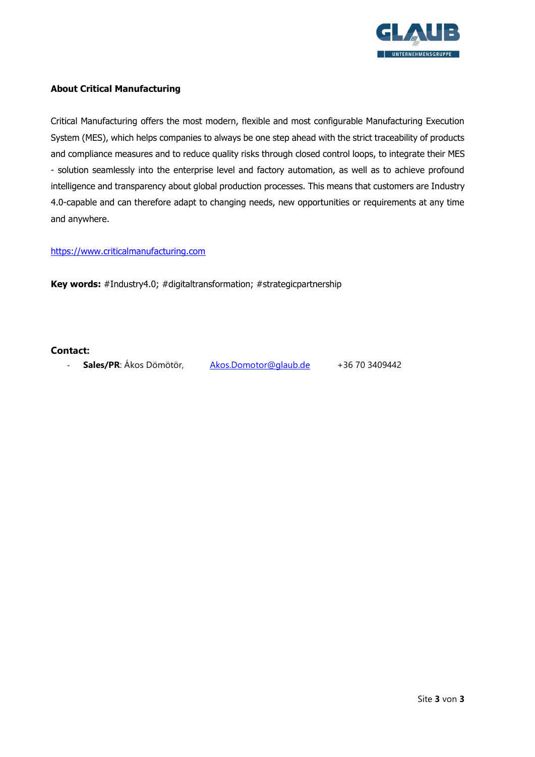**About Critical Manufacturing**

Critical Manufacturing offers the most modern, flexible and most configurable Manufacturing Execution System (MES), which helps companies to always be one step ahead with the strict traceability of products and compliance measures and to reduce quality risks through closed control loops, to integrate their MES - solution seamlessly into the enterprise level and factory automation, as well as to achieve profound intelligence and transparency about global production processes. This means that customers are Industry 4.0-capable and can therefore adapt to changing needs, new opportunities or requirements at any time and anywhere.

https://www.criticalmanufacturing.com

**Key words:** #Industry4.0; #digitaltransformation; #strategicpartnership

**Contact:**

- **Sales/PR**: Ákos Dömötör, Akos.Domotor@glaub.de +36 70 3409442